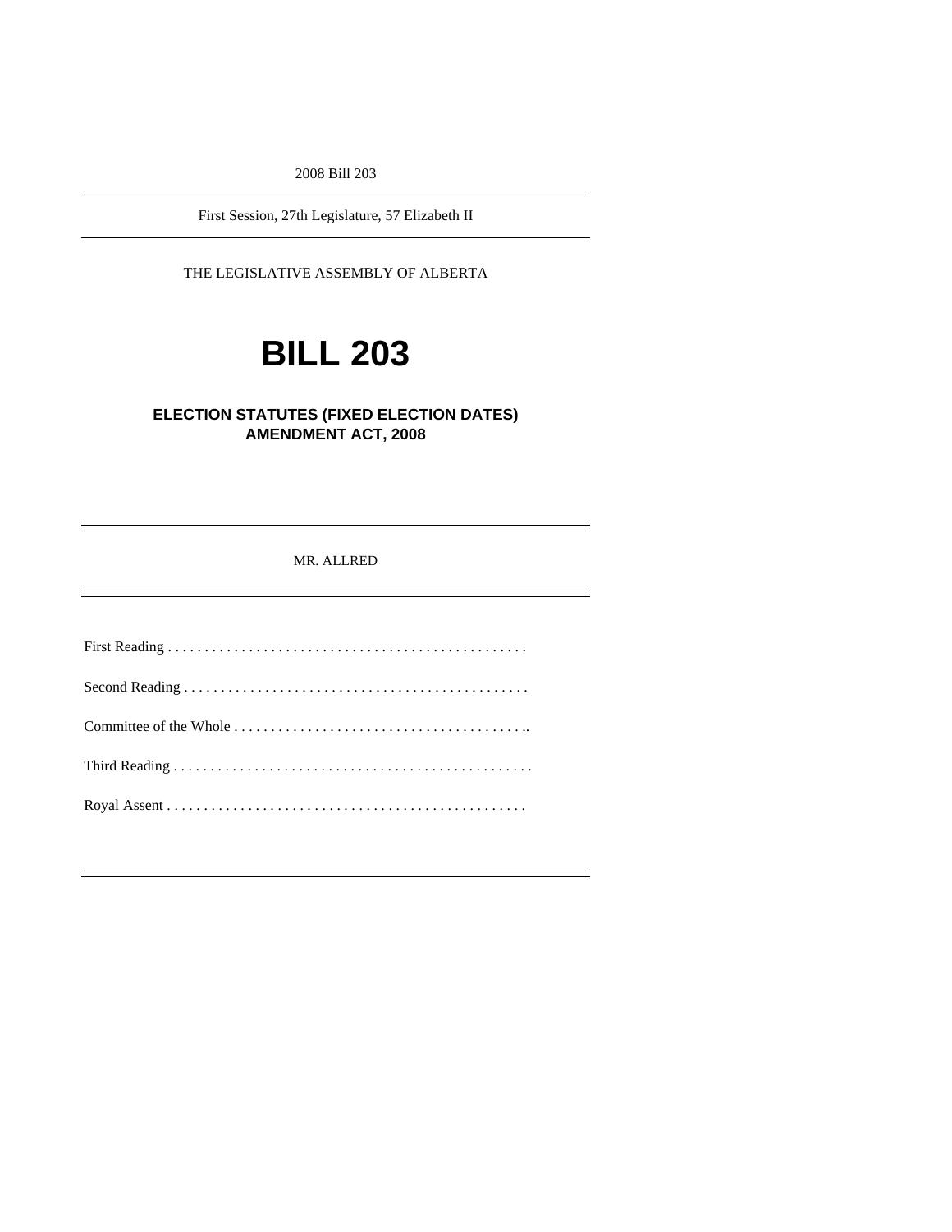2008 Bill 203

First Session, 27th Legislature, 57 Elizabeth II

THE LEGISLATIVE ASSEMBLY OF ALBERTA

# BILL 203

## ELECTION STATUTES (FIXED ELECTION DATES) AMENDMENT ACT, 2008

MR. ALLRED

First Reading . . . . . . . . . . . . . . . . . . . . . . . . . . . . . . . . . . . . . . . . . . . . . . . . .

Second Reading . . . . . . . . . . . . . . . . . . . . . . . . . . . . . . . . . . . . . . . . . . . . . . .

Committee of the Whole . . . . . . . . . . . . . . . . . . . . . . . . . . . . . . . . . . . . . . . ..

Third Reading . . . . . . . . . . . . . . . . . . . . . . . . . . . . . . . . . . . . . . . . . . . . . . . . .

Royal Assent . . . . . . . . . . . . . . . . . . . . . . . . . . . . . . . . . . . . . . . . . . . . . . . . .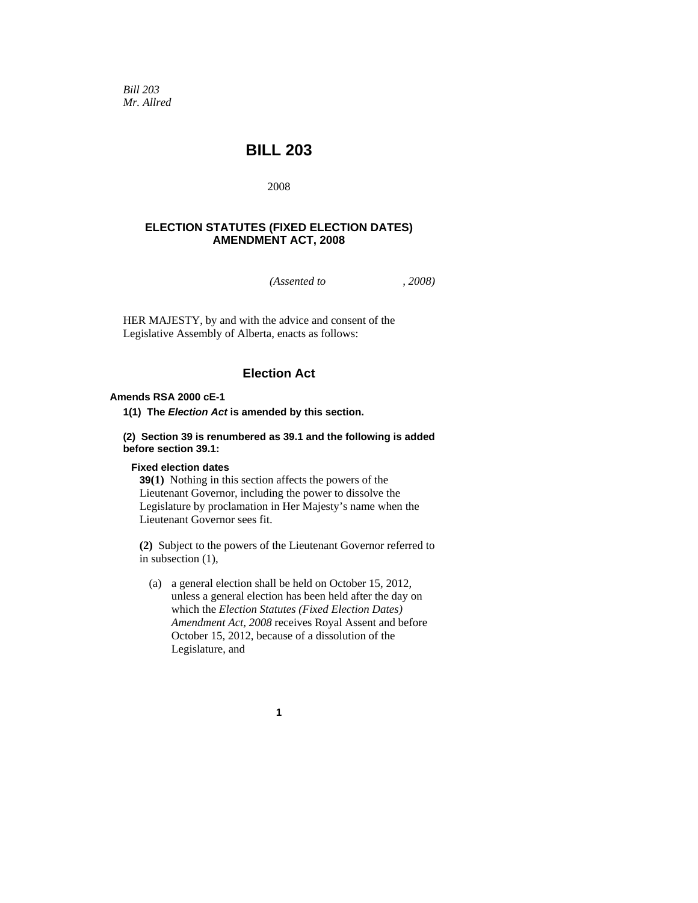*Bill 203*
*Mr. Allred*

# BILL 203

2008

## ELECTION STATUTES (FIXED ELECTION DATES) AMENDMENT ACT, 2008

*(Assented to , 2008)*

HER MAJESTY, by and with the advice and consent of the Legislative Assembly of Alberta, enacts as follows:

## Election Act

**Amends RSA 2000 cE-1**

**1(1) The *Election Act* is amended by this section.**

**(2) Section 39 is renumbered as 39.1 and the following is added before section 39.1:**

**Fixed election dates**

**39(1)** Nothing in this section affects the powers of the Lieutenant Governor, including the power to dissolve the Legislature by proclamation in Her Majesty's name when the Lieutenant Governor sees fit.

**(2)** Subject to the powers of the Lieutenant Governor referred to in subsection (1),

(a) a general election shall be held on October 15, 2012, unless a general election has been held after the day on which the *Election Statutes (Fixed Election Dates) Amendment Act, 2008* receives Royal Assent and before October 15, 2012, because of a dissolution of the Legislature, and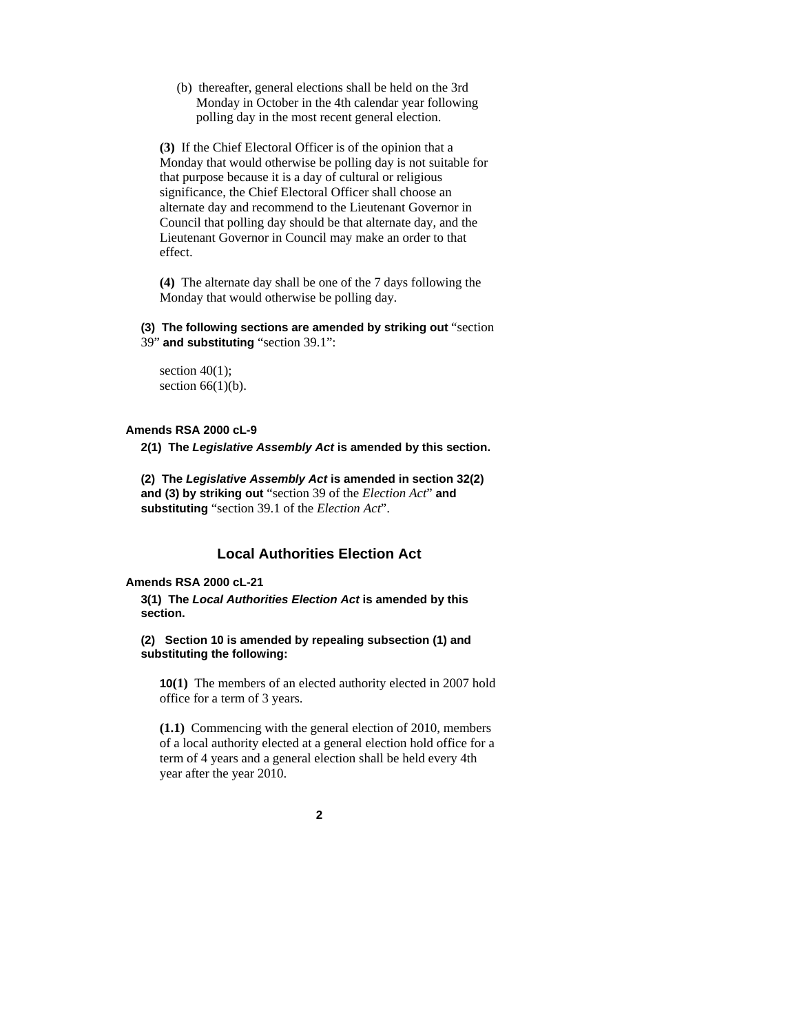(b) thereafter, general elections shall be held on the 3rd Monday in October in the 4th calendar year following polling day in the most recent general election.

**(3)** If the Chief Electoral Officer is of the opinion that a Monday that would otherwise be polling day is not suitable for that purpose because it is a day of cultural or religious significance, the Chief Electoral Officer shall choose an alternate day and recommend to the Lieutenant Governor in Council that polling day should be that alternate day, and the Lieutenant Governor in Council may make an order to that effect.

**(4)** The alternate day shall be one of the 7 days following the Monday that would otherwise be polling day.

**(3) The following sections are amended by striking out** "section 39" **and substituting** "section 39.1":

section 40(1);
section 66(1)(b).

**Amends RSA 2000 cL-9**

**2(1) The *Legislative Assembly Act* is amended by this section.**

**(2) The *Legislative Assembly Act* is amended in section 32(2) and (3) by striking out** "section 39 of the *Election Act*" **and substituting** "section 39.1 of the *Election Act*".

## Local Authorities Election Act

**Amends RSA 2000 cL-21**

**3(1) The *Local Authorities Election Act* is amended by this section.**

**(2) Section 10 is amended by repealing subsection (1) and substituting the following:**

**10(1)** The members of an elected authority elected in 2007 hold office for a term of 3 years.

**(1.1)** Commencing with the general election of 2010, members of a local authority elected at a general election hold office for a term of 4 years and a general election shall be held every 4th year after the year 2010.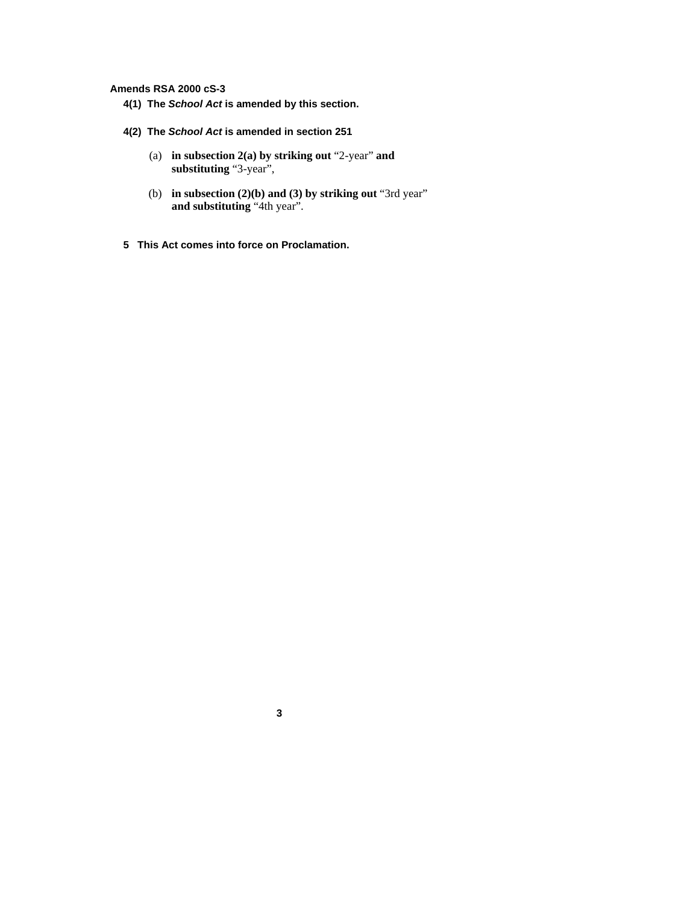**Amends RSA 2000 cS-3**

**4(1) The *School Act* is amended by this section.**

**4(2) The *School Act* is amended in section 251**

(a) **in subsection 2(a) by striking out** "2-year" **and substituting** "3-year",

(b) **in subsection (2)(b) and (3) by striking out** "3rd year" **and substituting** "4th year".

**5 This Act comes into force on Proclamation.**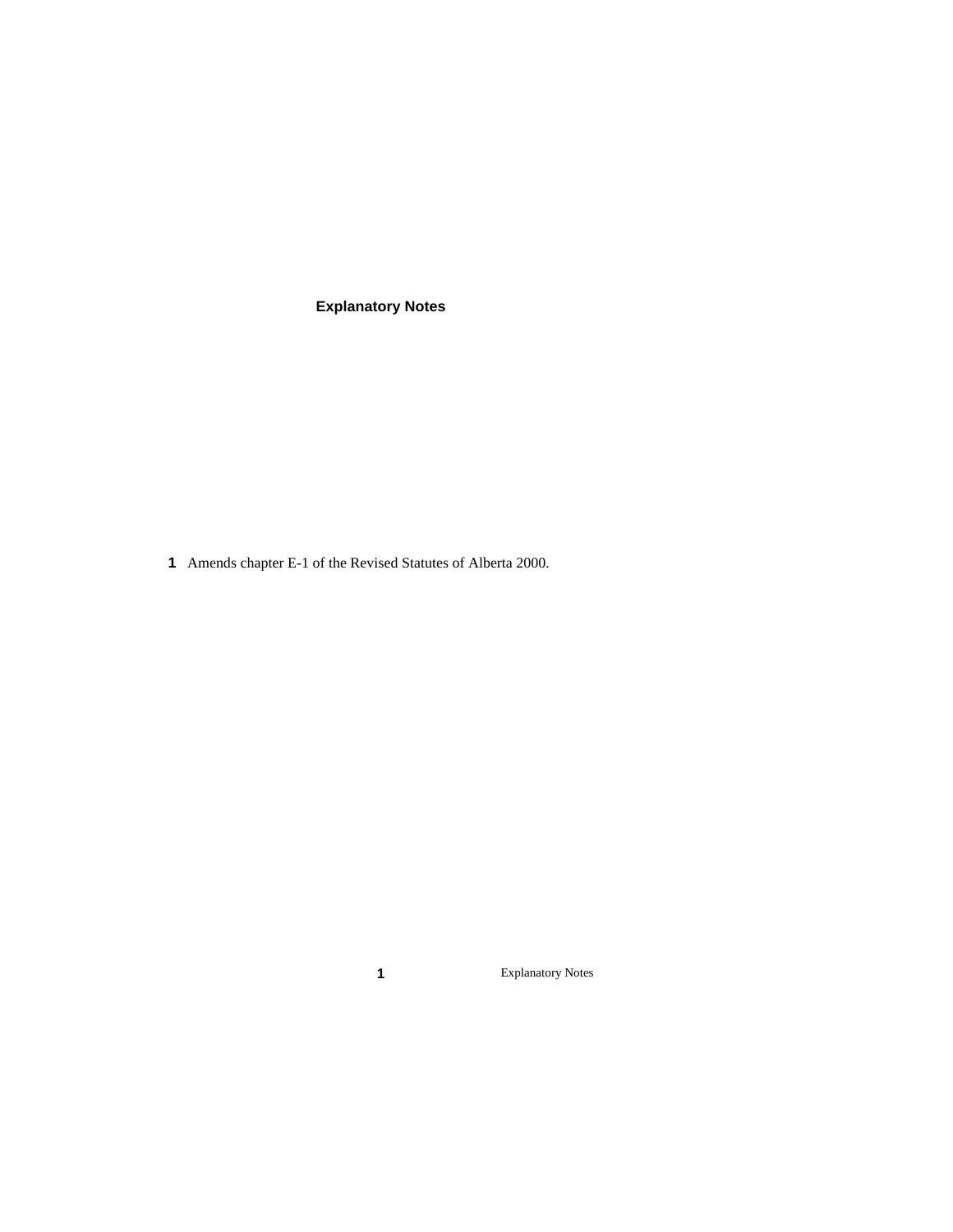## Explanatory Notes

**1** Amends chapter E-1 of the Revised Statutes of Alberta 2000.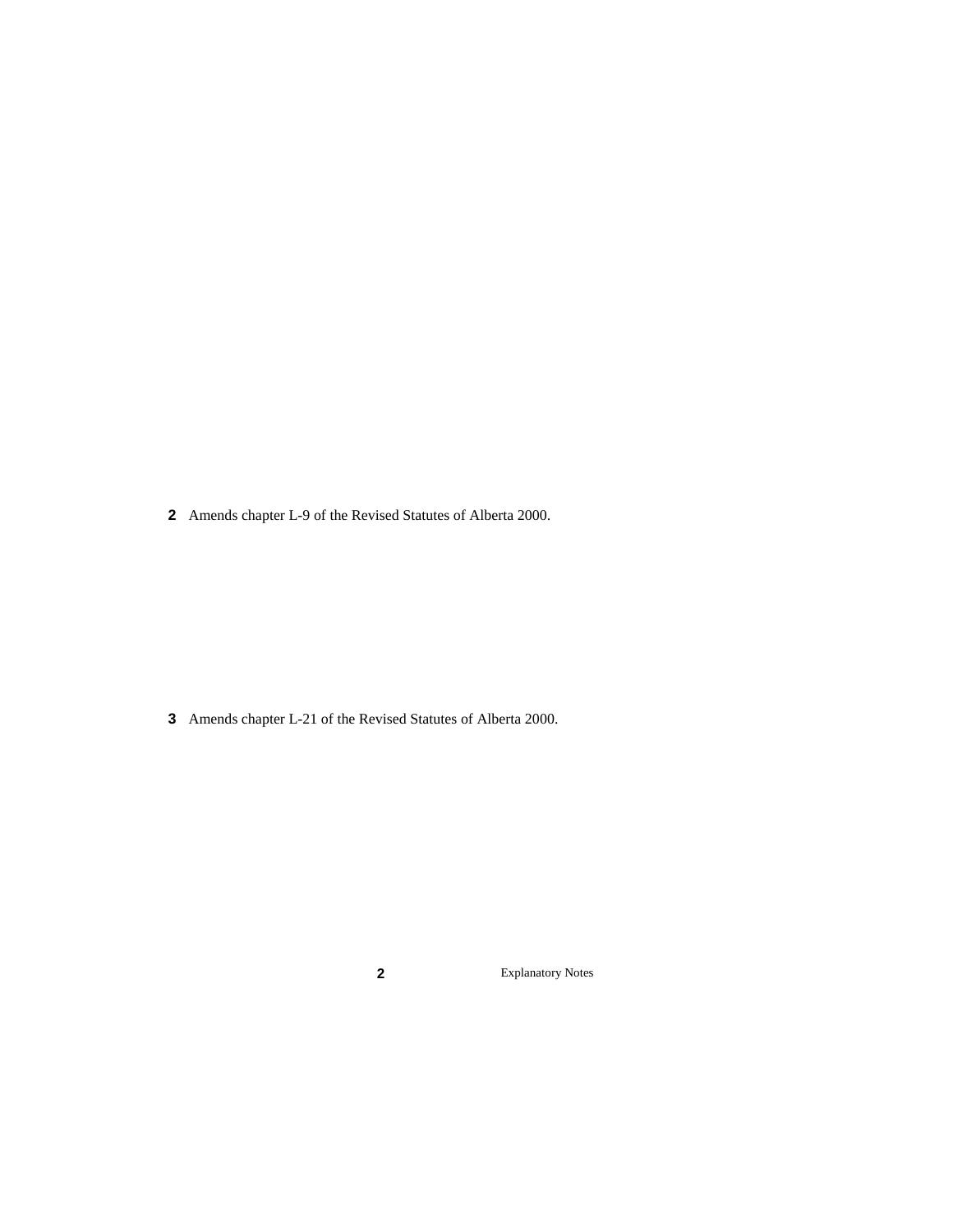**2** Amends chapter L-9 of the Revised Statutes of Alberta 2000.

**3** Amends chapter L-21 of the Revised Statutes of Alberta 2000.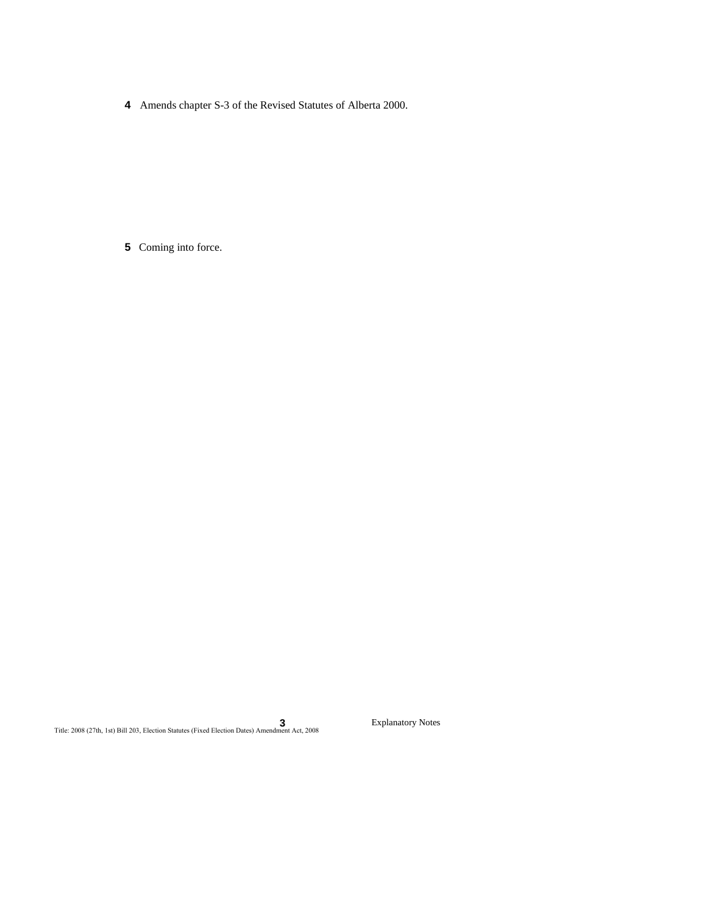**4** Amends chapter S-3 of the Revised Statutes of Alberta 2000.

**5** Coming into force.